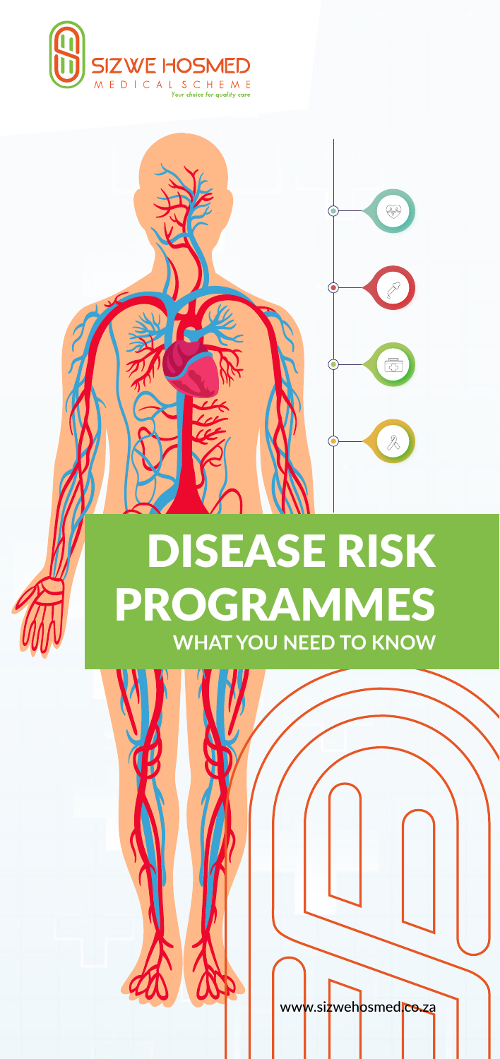SIZWE HOSMED

MEDICAL SCHEME

Your choice for quality care

# DISEASE RISK PROGRAMMES

## WHAT YOU NEED TO KNOW

www.sizwehosmed.co.za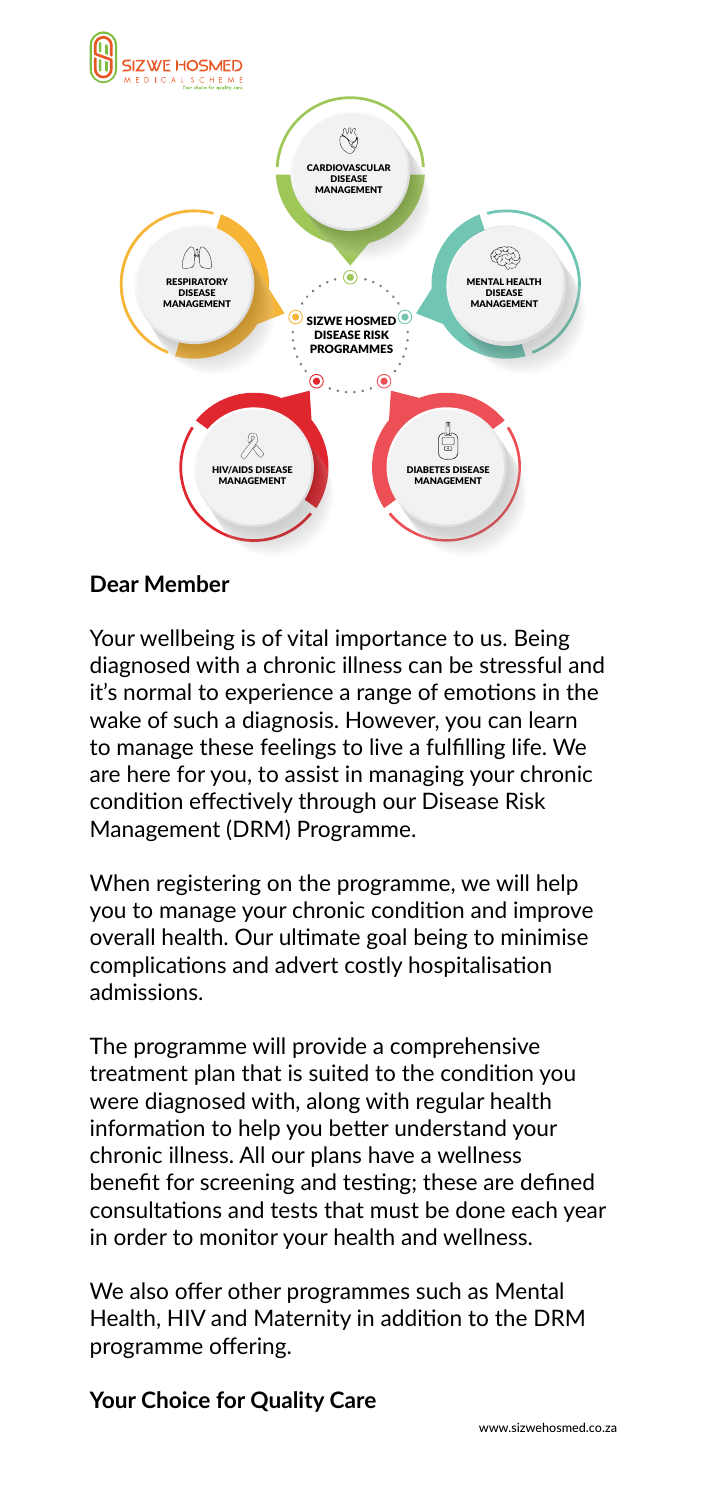SIZWE HOSMED MEDICAL SCHEME

CARDIOVASCULAR DISEASE MANAGEMENT

RESPIRATORY DISEASE MANAGEMENT

MENTAL HEALTH DISEASE MANAGEMENT

SIZWE HOSMED DISEASE RISK PROGRAMMES

HIV/AIDS DISEASE MANAGEMENT

DIABETES DISEASE MANAGEMENT

**Dear Member**

Your wellbeing is of vital importance to us. Being diagnosed with a chronic illness can be stressful and it's normal to experience a range of emotions in the wake of such a diagnosis. However, you can learn to manage these feelings to live a fulfilling life. We are here for you, to assist in managing your chronic condition effectively through our Disease Risk Management (DRM) Programme.

When registering on the programme, we will help you to manage your chronic condition and improve overall health. Our ultimate goal being to minimise complications and advert costly hospitalisation admissions.

The programme will provide a comprehensive treatment plan that is suited to the condition you were diagnosed with, along with regular health information to help you better understand your chronic illness. All our plans have a wellness benefit for screening and testing; these are defined consultations and tests that must be done each year in order to monitor your health and wellness.

We also offer other programmes such as Mental Health, HIV and Maternity in addition to the DRM programme offering.

**Your Choice for Quality Care**

www.sizwehosmed.co.za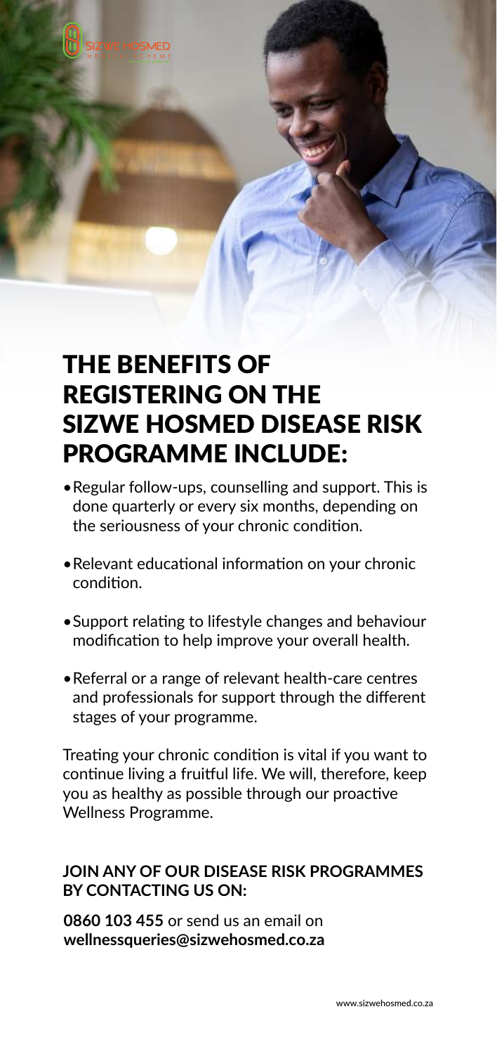# THE BENEFITS OF REGISTERING ON THE SIZWE HOSMED DISEASE RISK PROGRAMME INCLUDE:

- Regular follow-ups, counselling and support. This is done quarterly or every six months, depending on the seriousness of your chronic condition.
- Relevant educational information on your chronic condition.
- Support relating to lifestyle changes and behaviour modification to help improve your overall health.
- Referral or a range of relevant health-care centres and professionals for support through the different stages of your programme.

Treating your chronic condition is vital if you want to continue living a fruitful life. We will, therefore, keep you as healthy as possible through our proactive Wellness Programme.

**JOIN ANY OF OUR DISEASE RISK PROGRAMMES BY CONTACTING US ON:**

**0860 103 455** or send us an email on **wellnessqueries@sizwehosmed.co.za**

www.sizwehosmed.co.za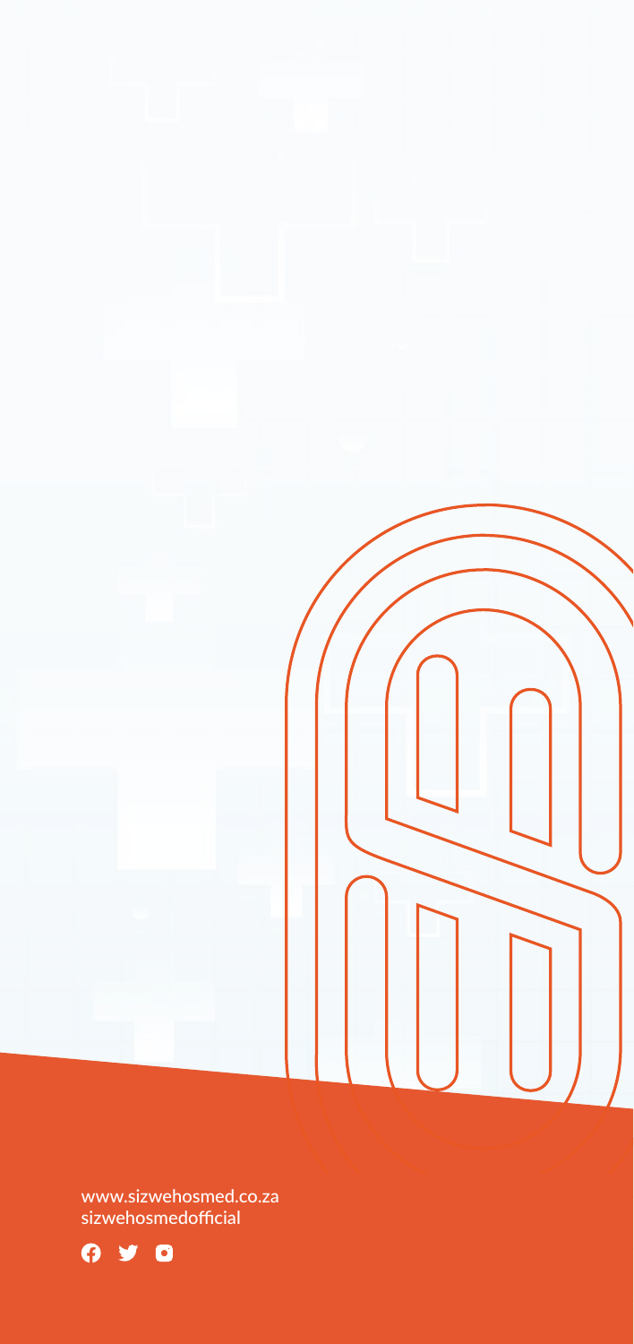www.sizwehosmed.co.za
sizwehosmedofficial